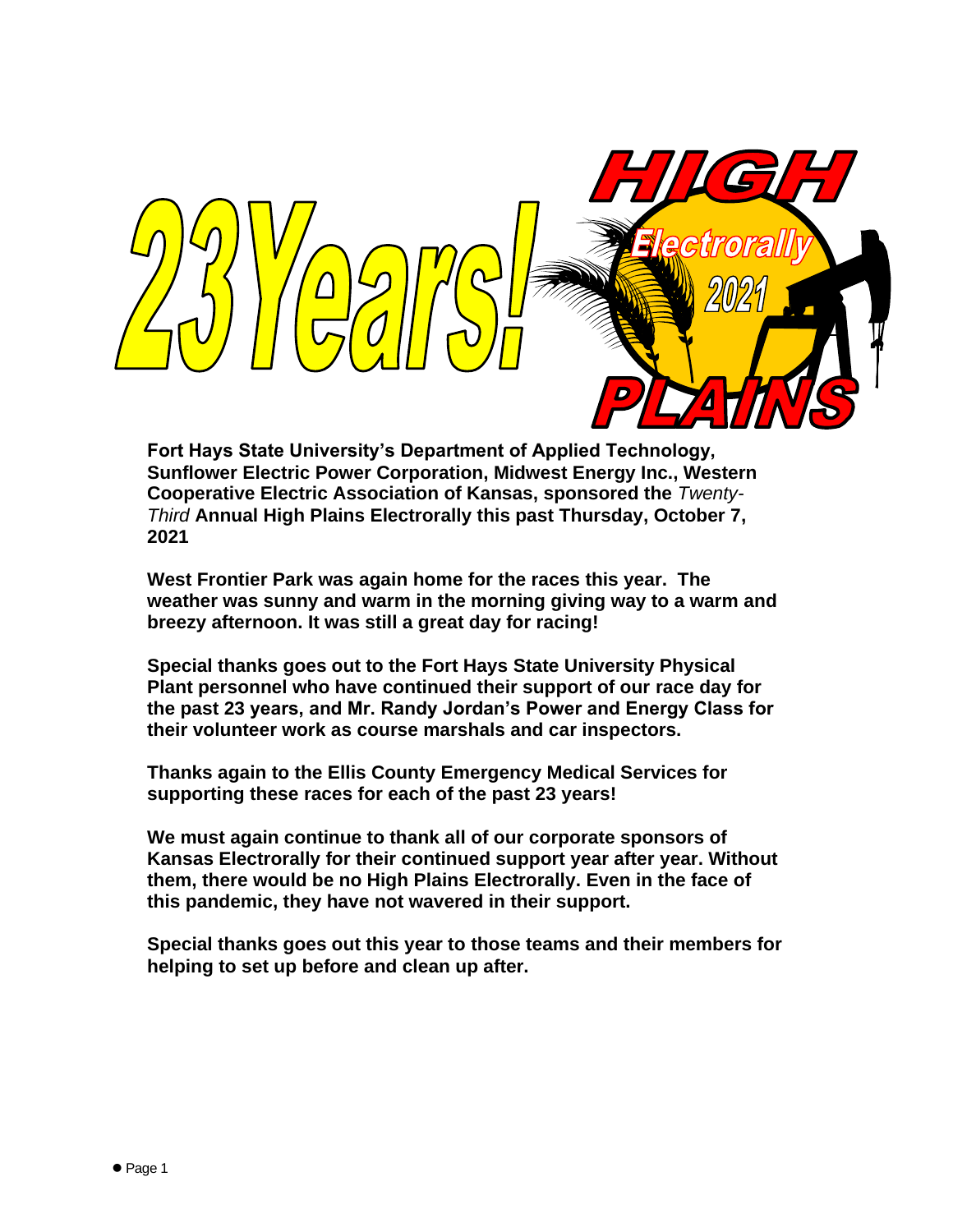# 23 Years!

# HIGH PLAINS Electrorally 2021

**Fort Hays State University's Department of Applied Technology, Sunflower Electric Power Corporation, Midwest Energy Inc., Western Cooperative Electric Association of Kansas, sponsored the** ***Twenty-Third*** **Annual High Plains Electrorally this past Thursday, October 7, 2021**

**West Frontier Park was again home for the races this year. The weather was sunny and warm in the morning giving way to a warm and breezy afternoon. It was still a great day for racing!**

**Special thanks goes out to the Fort Hays State University Physical Plant personnel who have continued their support of our race day for the past 23 years, and Mr. Randy Jordan's Power and Energy Class for their volunteer work as course marshals and car inspectors.**

**Thanks again to the Ellis County Emergency Medical Services for supporting these races for each of the past 23 years!**

**We must again continue to thank all of our corporate sponsors of Kansas Electrorally for their continued support year after year. Without them, there would be no High Plains Electrorally. Even in the face of this pandemic, they have not wavered in their support.**

**Special thanks goes out this year to those teams and their members for helping to set up before and clean up after.**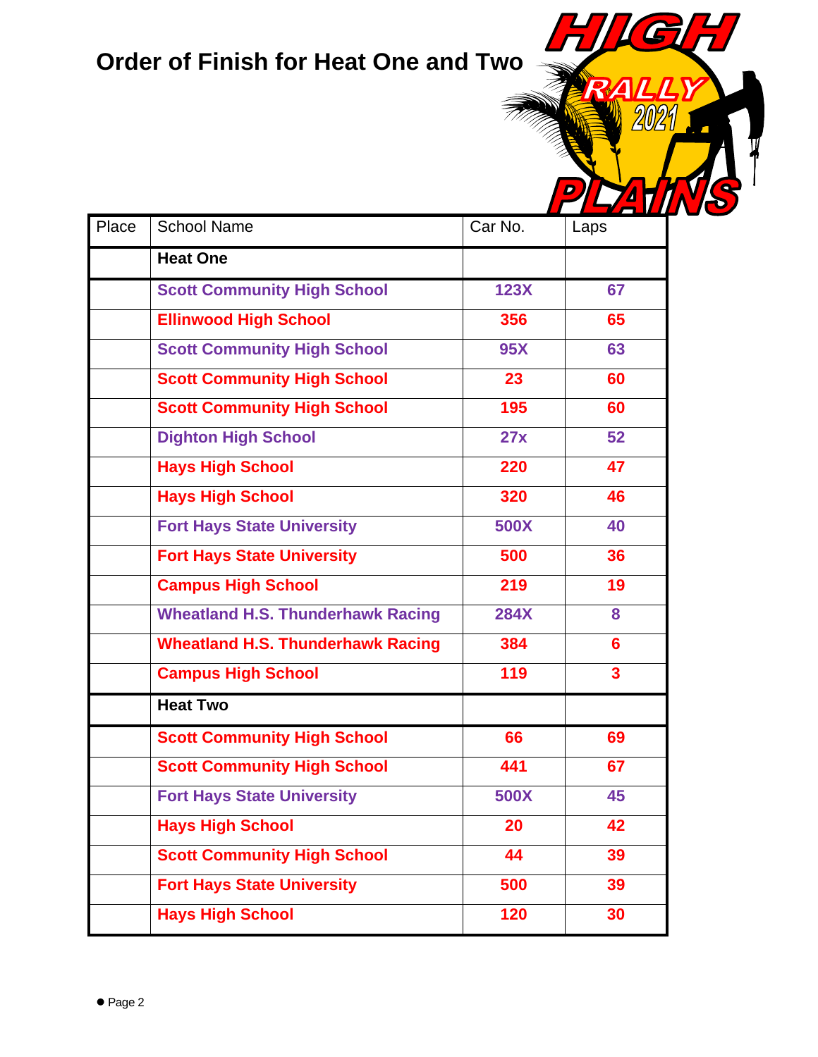# Order of Finish for Heat One and Two

| Place | School Name | Car No. | Laps |
|---|---|---|---|
| | **Heat One** | | |
| | **Scott Community High School** | **123X** | **67** |
| | **Ellinwood High School** | **356** | **65** |
| | **Scott Community High School** | **95X** | **63** |
| | **Scott Community High School** | **23** | **60** |
| | **Scott Community High School** | **195** | **60** |
| | **Dighton High School** | **27x** | **52** |
| | **Hays High School** | **220** | **47** |
| | **Hays High School** | **320** | **46** |
| | **Fort Hays State University** | **500X** | **40** |
| | **Fort Hays State University** | **500** | **36** |
| | **Campus High School** | **219** | **19** |
| | **Wheatland H.S. Thunderhawk Racing** | **284X** | **8** |
| | **Wheatland H.S. Thunderhawk Racing** | **384** | **6** |
| | **Campus High School** | **119** | **3** |
| | **Heat Two** | | |
| | **Scott Community High School** | **66** | **69** |
| | **Scott Community High School** | **441** | **67** |
| | **Fort Hays State University** | **500X** | **45** |
| | **Hays High School** | **20** | **42** |
| | **Scott Community High School** | **44** | **39** |
| | **Fort Hays State University** | **500** | **39** |
| | **Hays High School** | **120** | **30** |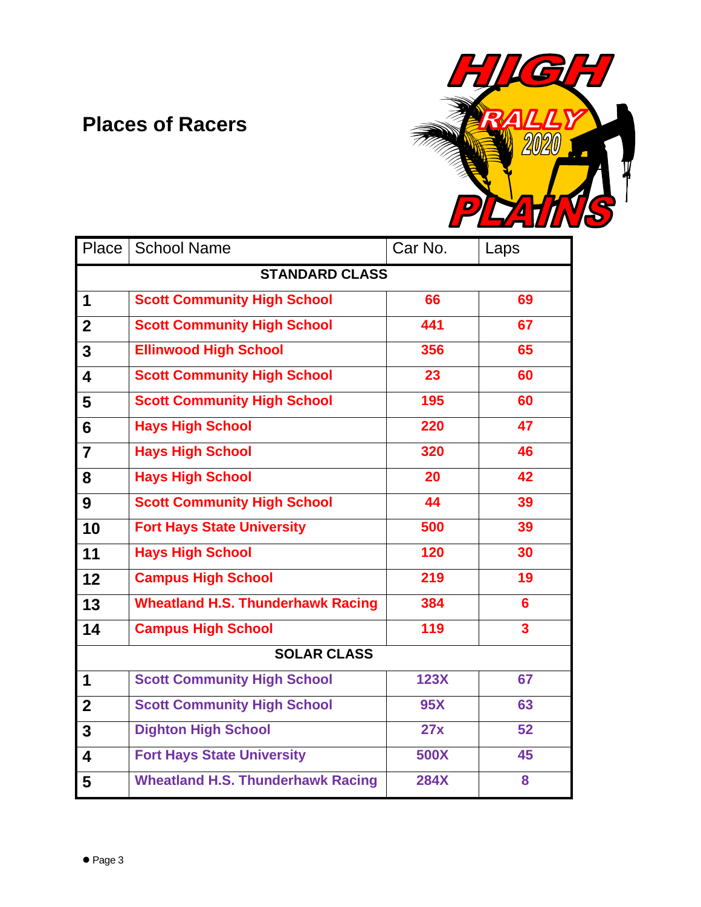# Places of Racers

| Place | School Name | Car No. | Laps |
|---|---|---|---|
| **STANDARD CLASS** | | | |
| **1** | **Scott Community High School** | **66** | **69** |
| **2** | **Scott Community High School** | **441** | **67** |
| **3** | **Ellinwood High School** | **356** | **65** |
| **4** | **Scott Community High School** | **23** | **60** |
| **5** | **Scott Community High School** | **195** | **60** |
| **6** | **Hays High School** | **220** | **47** |
| **7** | **Hays High School** | **320** | **46** |
| **8** | **Hays High School** | **20** | **42** |
| **9** | **Scott Community High School** | **44** | **39** |
| **10** | **Fort Hays State University** | **500** | **39** |
| **11** | **Hays High School** | **120** | **30** |
| **12** | **Campus High School** | **219** | **19** |
| **13** | **Wheatland H.S. Thunderhawk Racing** | **384** | **6** |
| **14** | **Campus High School** | **119** | **3** |
| **SOLAR CLASS** | | | |
| **1** | **Scott Community High School** | **123X** | **67** |
| **2** | **Scott Community High School** | **95X** | **63** |
| **3** | **Dighton High School** | **27x** | **52** |
| **4** | **Fort Hays State University** | **500X** | **45** |
| **5** | **Wheatland H.S. Thunderhawk Racing** | **284X** | **8** |